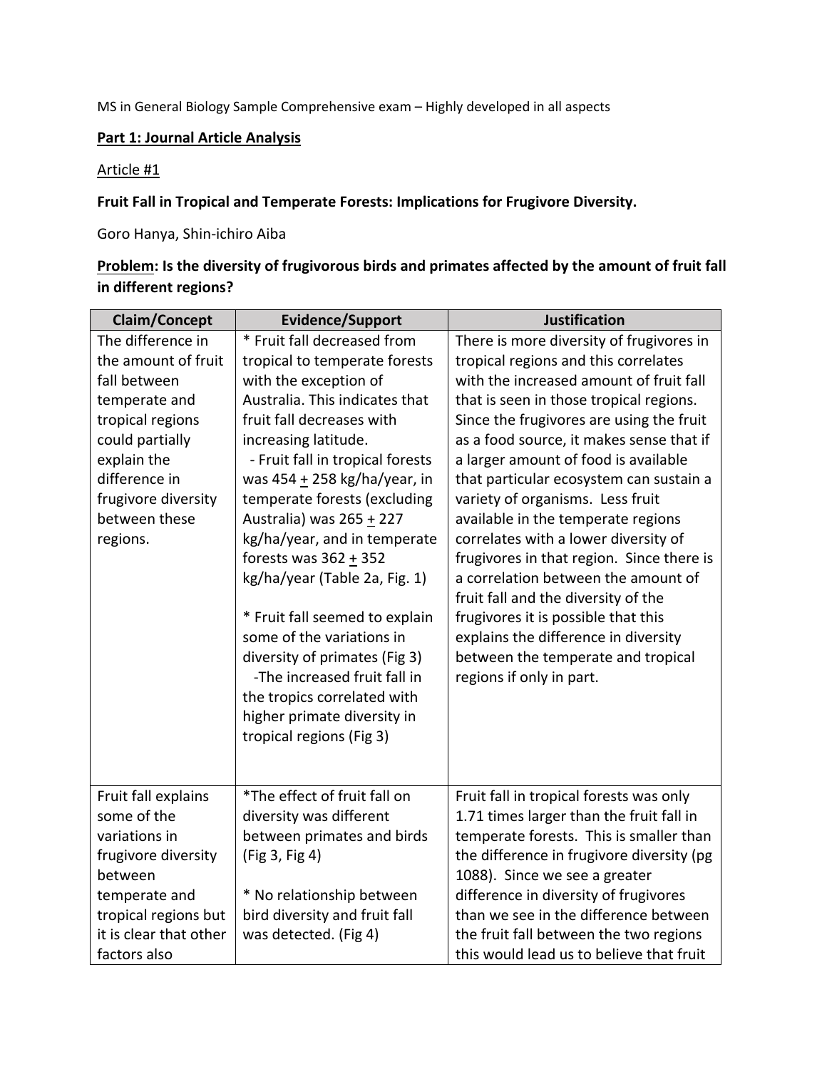MS in General Biology Sample Comprehensive exam – Highly developed in all aspects

**Part 1: Journal Article Analysis**

Article #1

**Fruit Fall in Tropical and Temperate Forests: Implications for Frugivore Diversity.**

Goro Hanya, Shin-ichiro Aiba

**Problem: Is the diversity of frugivorous birds and primates affected by the amount of fruit fall in different regions?**

| Claim/Concept | Evidence/Support | Justification |
|---|---|---|
| The difference in the amount of fruit fall between temperate and tropical regions could partially explain the difference in frugivore diversity between these regions. | * Fruit fall decreased from tropical to temperate forests with the exception of Australia. This indicates that fruit fall decreases with increasing latitude.<br>- Fruit fall in tropical forests was 454 $\pm$ 258 kg/ha/year, in temperate forests (excluding Australia) was 265 $\pm$ 227 kg/ha/year, and in temperate forests was 362 $\pm$ 352 kg/ha/year (Table 2a, Fig. 1)<br><br>* Fruit fall seemed to explain some of the variations in diversity of primates (Fig 3)<br>-The increased fruit fall in the tropics correlated with higher primate diversity in tropical regions (Fig 3) | There is more diversity of frugivores in tropical regions and this correlates with the increased amount of fruit fall that is seen in those tropical regions. Since the frugivores are using the fruit as a food source, it makes sense that if a larger amount of food is available that particular ecosystem can sustain a variety of organisms. Less fruit available in the temperate regions correlates with a lower diversity of frugivores in that region. Since there is a correlation between the amount of fruit fall and the diversity of the frugivores it is possible that this explains the difference in diversity between the temperate and tropical regions if only in part. |
| Fruit fall explains some of the variations in frugivore diversity between temperate and tropical regions but it is clear that other factors also | *The effect of fruit fall on diversity was different between primates and birds (Fig 3, Fig 4)<br><br>* No relationship between bird diversity and fruit fall was detected. (Fig 4) | Fruit fall in tropical forests was only 1.71 times larger than the fruit fall in temperate forests. This is smaller than the difference in frugivore diversity (pg 1088). Since we see a greater difference in diversity of frugivores than we see in the difference between the fruit fall between the two regions this would lead us to believe that fruit |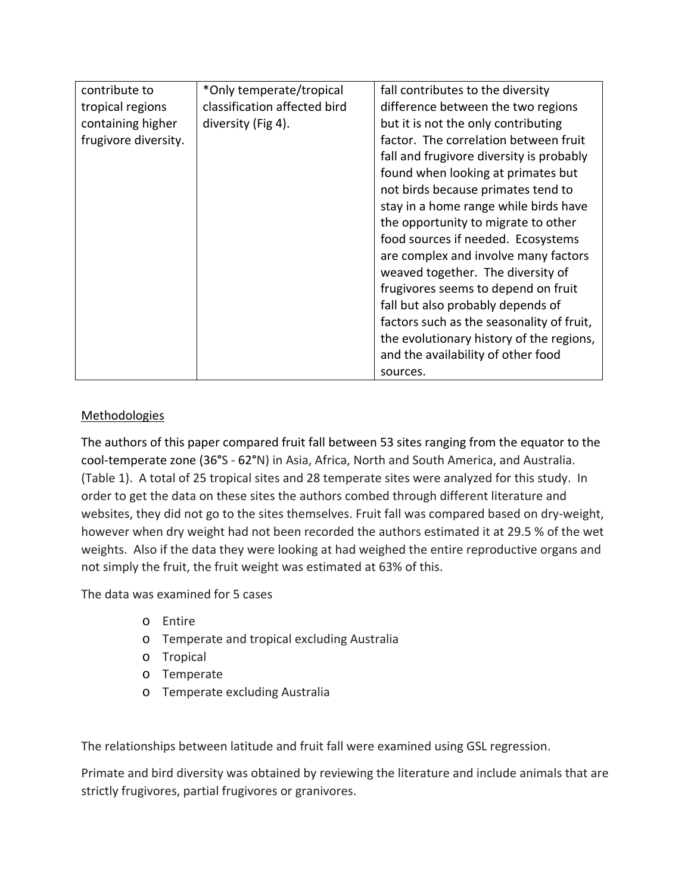| | | |
|---|---|---|
| contribute to tropical regions containing higher frugivore diversity. | *Only temperate/tropical classification affected bird diversity (Fig 4). | fall contributes to the diversity difference between the two regions but it is not the only contributing factor. The correlation between fruit fall and frugivore diversity is probably found when looking at primates but not birds because primates tend to stay in a home range while birds have the opportunity to migrate to other food sources if needed. Ecosystems are complex and involve many factors weaved together. The diversity of frugivores seems to depend on fruit fall but also probably depends of factors such as the seasonality of fruit, the evolutionary history of the regions, and the availability of other food sources. |

<u>Methodologies</u>

The authors of this paper compared fruit fall between 53 sites ranging from the equator to the cool-temperate zone (36°S - 62°N) in Asia, Africa, North and South America, and Australia. (Table 1). A total of 25 tropical sites and 28 temperate sites were analyzed for this study. In order to get the data on these sites the authors combed through different literature and websites, they did not go to the sites themselves. Fruit fall was compared based on dry-weight, however when dry weight had not been recorded the authors estimated it at 29.5 % of the wet weights. Also if the data they were looking at had weighed the entire reproductive organs and not simply the fruit, the fruit weight was estimated at 63% of this.

The data was examined for 5 cases

- Entire
- Temperate and tropical excluding Australia
- Tropical
- Temperate
- Temperate excluding Australia

The relationships between latitude and fruit fall were examined using GSL regression.

Primate and bird diversity was obtained by reviewing the literature and include animals that are strictly frugivores, partial frugivores or granivores.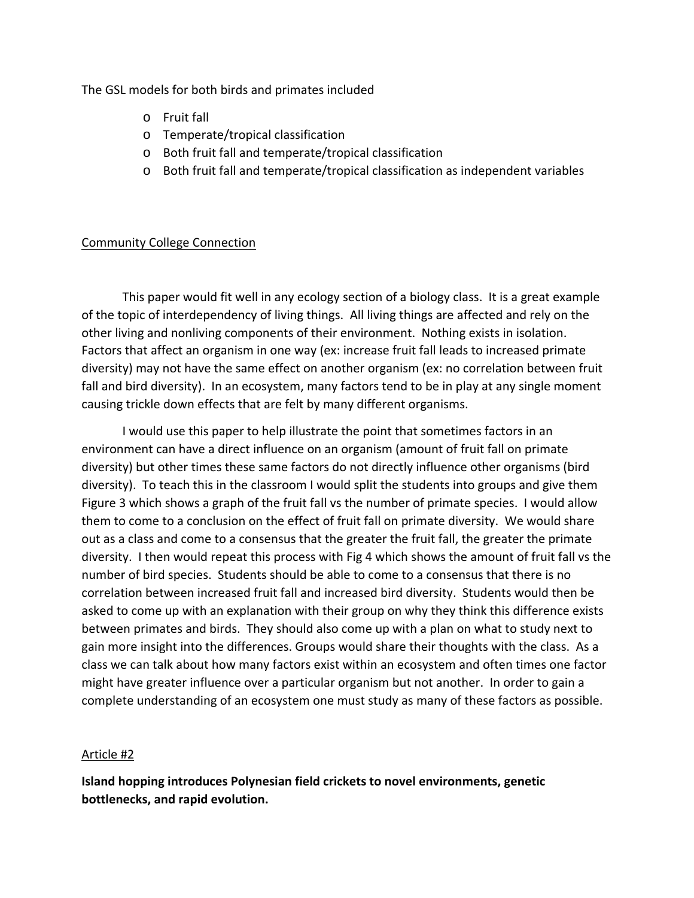The GSL models for both birds and primates included

- Fruit fall
- Temperate/tropical classification
- Both fruit fall and temperate/tropical classification
- Both fruit fall and temperate/tropical classification as independent variables

## Community College Connection

This paper would fit well in any ecology section of a biology class. It is a great example of the topic of interdependency of living things. All living things are affected and rely on the other living and nonliving components of their environment. Nothing exists in isolation. Factors that affect an organism in one way (ex: increase fruit fall leads to increased primate diversity) may not have the same effect on another organism (ex: no correlation between fruit fall and bird diversity). In an ecosystem, many factors tend to be in play at any single moment causing trickle down effects that are felt by many different organisms.

I would use this paper to help illustrate the point that sometimes factors in an environment can have a direct influence on an organism (amount of fruit fall on primate diversity) but other times these same factors do not directly influence other organisms (bird diversity). To teach this in the classroom I would split the students into groups and give them Figure 3 which shows a graph of the fruit fall vs the number of primate species. I would allow them to come to a conclusion on the effect of fruit fall on primate diversity. We would share out as a class and come to a consensus that the greater the fruit fall, the greater the primate diversity. I then would repeat this process with Fig 4 which shows the amount of fruit fall vs the number of bird species. Students should be able to come to a consensus that there is no correlation between increased fruit fall and increased bird diversity. Students would then be asked to come up with an explanation with their group on why they think this difference exists between primates and birds. They should also come up with a plan on what to study next to gain more insight into the differences. Groups would share their thoughts with the class. As a class we can talk about how many factors exist within an ecosystem and often times one factor might have greater influence over a particular organism but not another. In order to gain a complete understanding of an ecosystem one must study as many of these factors as possible.

## Article #2

**Island hopping introduces Polynesian field crickets to novel environments, genetic bottlenecks, and rapid evolution.**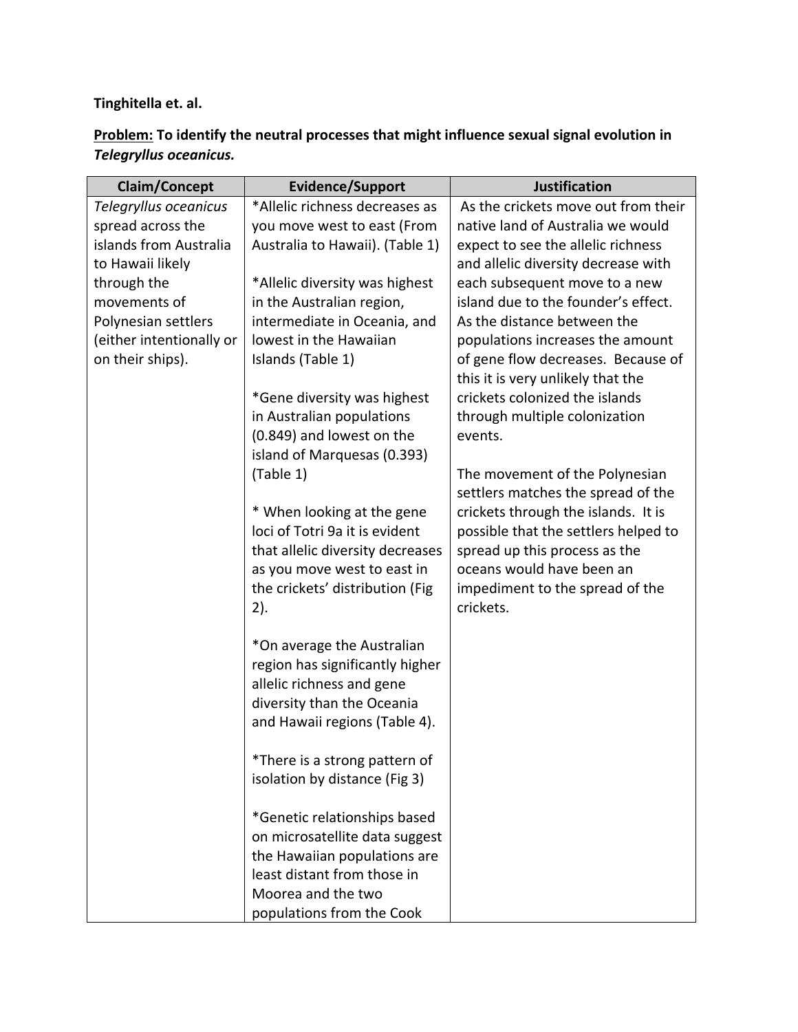**Tinghitella et. al.**

**Problem: To identify the neutral processes that might influence sexual signal evolution in *Telegryllus oceanicus.***

| Claim/Concept | Evidence/Support | Justification |
|---|---|---|
| *Telegryllus oceanicus* spread across the islands from Australia to Hawaii likely through the movements of Polynesian settlers (either intentionally or on their ships). | *Allelic richness decreases as you move west to east (From Australia to Hawaii). (Table 1)<br><br>*Allelic diversity was highest in the Australian region, intermediate in Oceania, and lowest in the Hawaiian Islands (Table 1)<br><br>*Gene diversity was highest in Australian populations (0.849) and lowest on the island of Marquesas (0.393) (Table 1)<br><br>* When looking at the gene loci of Totri 9a it is evident that allelic diversity decreases as you move west to east in the crickets' distribution (Fig 2).<br><br>*On average the Australian region has significantly higher allelic richness and gene diversity than the Oceania and Hawaii regions (Table 4).<br><br>*There is a strong pattern of isolation by distance (Fig 3)<br><br>*Genetic relationships based on microsatellite data suggest the Hawaiian populations are least distant from those in Moorea and the two populations from the Cook | As the crickets move out from their native land of Australia we would expect to see the allelic richness and allelic diversity decrease with each subsequent move to a new island due to the founder's effect. As the distance between the populations increases the amount of gene flow decreases. Because of this it is very unlikely that the crickets colonized the islands through multiple colonization events.<br><br>The movement of the Polynesian settlers matches the spread of the crickets through the islands. It is possible that the settlers helped to spread up this process as the oceans would have been an impediment to the spread of the crickets. |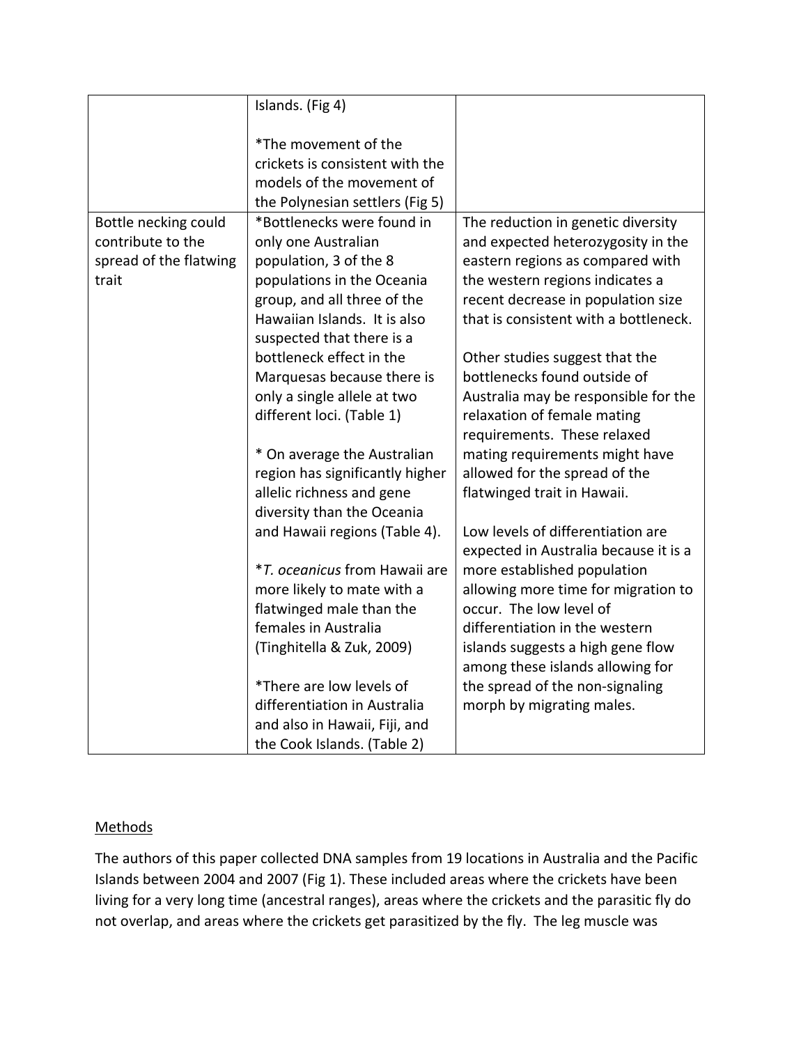|  |  |  |
|---|---|---|
|  | Islands. (Fig 4)<br><br>*The movement of the crickets is consistent with the models of the movement of the Polynesian settlers (Fig 5) |  |
| Bottle necking could contribute to the spread of the flatwing trait | *Bottlenecks were found in only one Australian population, 3 of the 8 populations in the Oceania group, and all three of the Hawaiian Islands. It is also suspected that there is a bottleneck effect in the Marquesas because there is only a single allele at two different loci. (Table 1)<br><br>* On average the Australian region has significantly higher allelic richness and gene diversity than the Oceania and Hawaii regions (Table 4).<br><br>**T. oceanicus* from Hawaii are more likely to mate with a flatwinged male than the females in Australia (Tinghitella & Zuk, 2009)<br><br>*There are low levels of differentiation in Australia and also in Hawaii, Fiji, and the Cook Islands. (Table 2) | The reduction in genetic diversity and expected heterozygosity in the eastern regions as compared with the western regions indicates a recent decrease in population size that is consistent with a bottleneck.<br><br>Other studies suggest that the bottlenecks found outside of Australia may be responsible for the relaxation of female mating requirements. These relaxed mating requirements might have allowed for the spread of the flatwinged trait in Hawaii.<br><br>Low levels of differentiation are expected in Australia because it is a more established population allowing more time for migration to occur. The low level of differentiation in the western islands suggests a high gene flow among these islands allowing for the spread of the non-signaling morph by migrating males. |

Methods

The authors of this paper collected DNA samples from 19 locations in Australia and the Pacific Islands between 2004 and 2007 (Fig 1). These included areas where the crickets have been living for a very long time (ancestral ranges), areas where the crickets and the parasitic fly do not overlap, and areas where the crickets get parasitized by the fly. The leg muscle was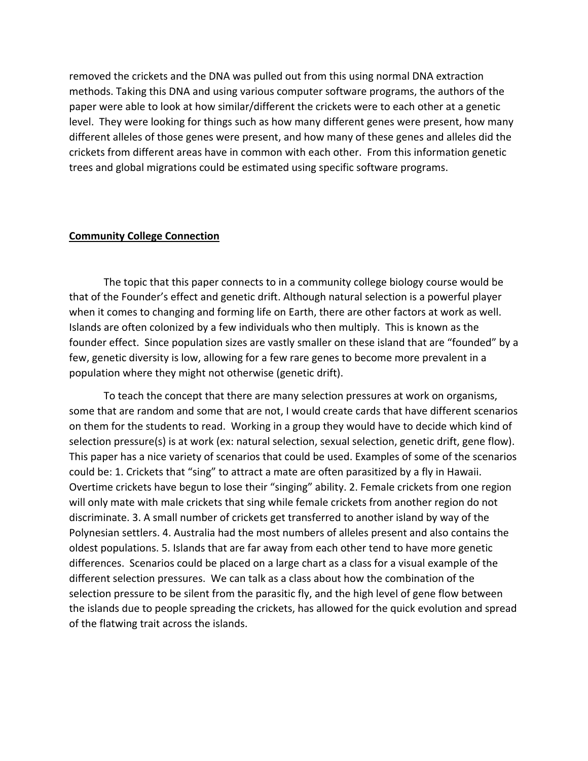removed the crickets and the DNA was pulled out from this using normal DNA extraction methods. Taking this DNA and using various computer software programs, the authors of the paper were able to look at how similar/different the crickets were to each other at a genetic level. They were looking for things such as how many different genes were present, how many different alleles of those genes were present, and how many of these genes and alleles did the crickets from different areas have in common with each other. From this information genetic trees and global migrations could be estimated using specific software programs.

## Community College Connection

The topic that this paper connects to in a community college biology course would be that of the Founder's effect and genetic drift. Although natural selection is a powerful player when it comes to changing and forming life on Earth, there are other factors at work as well. Islands are often colonized by a few individuals who then multiply. This is known as the founder effect. Since population sizes are vastly smaller on these island that are "founded" by a few, genetic diversity is low, allowing for a few rare genes to become more prevalent in a population where they might not otherwise (genetic drift).

To teach the concept that there are many selection pressures at work on organisms, some that are random and some that are not, I would create cards that have different scenarios on them for the students to read. Working in a group they would have to decide which kind of selection pressure(s) is at work (ex: natural selection, sexual selection, genetic drift, gene flow). This paper has a nice variety of scenarios that could be used. Examples of some of the scenarios could be: 1. Crickets that "sing" to attract a mate are often parasitized by a fly in Hawaii. Overtime crickets have begun to lose their "singing" ability. 2. Female crickets from one region will only mate with male crickets that sing while female crickets from another region do not discriminate. 3. A small number of crickets get transferred to another island by way of the Polynesian settlers. 4. Australia had the most numbers of alleles present and also contains the oldest populations. 5. Islands that are far away from each other tend to have more genetic differences. Scenarios could be placed on a large chart as a class for a visual example of the different selection pressures. We can talk as a class about how the combination of the selection pressure to be silent from the parasitic fly, and the high level of gene flow between the islands due to people spreading the crickets, has allowed for the quick evolution and spread of the flatwing trait across the islands.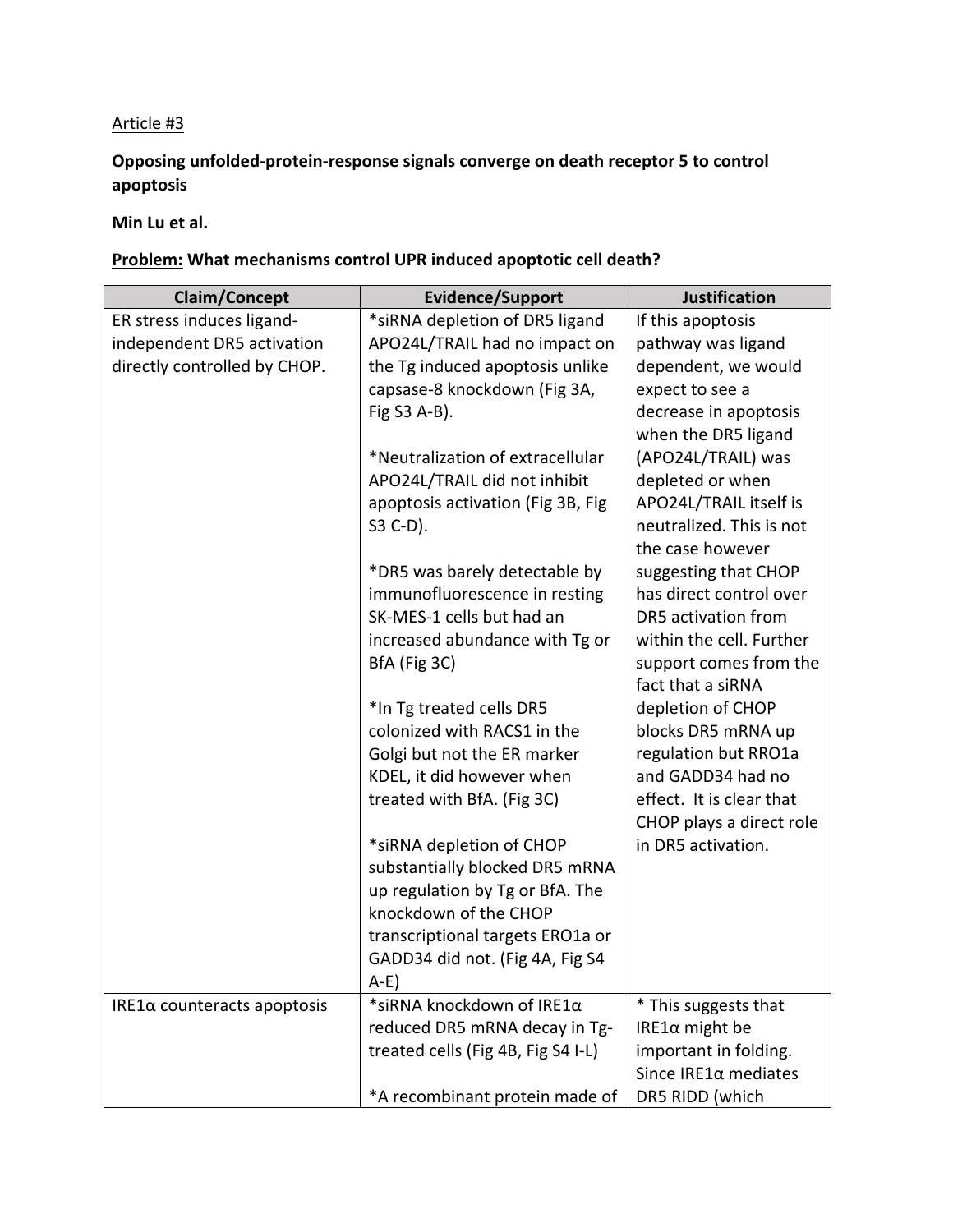Article #3

**Opposing unfolded-protein-response signals converge on death receptor 5 to control apoptosis**

**Min Lu et al.**

**Problem: What mechanisms control UPR induced apoptotic cell death?**

| Claim/Concept | Evidence/Support | Justification |
|---|---|---|
| ER stress induces ligand-independent DR5 activation directly controlled by CHOP. | *siRNA depletion of DR5 ligand APO24L/TRAIL had no impact on the Tg induced apoptosis unlike capsase-8 knockdown (Fig 3A, Fig S3 A-B).<br><br>*Neutralization of extracellular APO24L/TRAIL did not inhibit apoptosis activation (Fig 3B, Fig S3 C-D).<br><br>*DR5 was barely detectable by immunofluorescence in resting SK-MES-1 cells but had an increased abundance with Tg or BfA (Fig 3C)<br><br>*In Tg treated cells DR5 colonized with RACS1 in the Golgi but not the ER marker KDEL, it did however when treated with BfA. (Fig 3C)<br><br>*siRNA depletion of CHOP substantially blocked DR5 mRNA up regulation by Tg or BfA. The knockdown of the CHOP transcriptional targets ERO1a or GADD34 did not. (Fig 4A, Fig S4 A-E) | If this apoptosis pathway was ligand dependent, we would expect to see a decrease in apoptosis when the DR5 ligand (APO24L/TRAIL) was depleted or when APO24L/TRAIL itself is neutralized. This is not the case however suggesting that CHOP has direct control over DR5 activation from within the cell. Further support comes from the fact that a siRNA depletion of CHOP blocks DR5 mRNA up regulation but RRO1a and GADD34 had no effect. It is clear that CHOP plays a direct role in DR5 activation. |
| IRE1α counteracts apoptosis | *siRNA knockdown of IRE1α reduced DR5 mRNA decay in Tg-treated cells (Fig 4B, Fig S4 I-L)<br><br>*A recombinant protein made of | * This suggests that IRE1α might be important in folding. Since IRE1α mediates DR5 RIDD (which |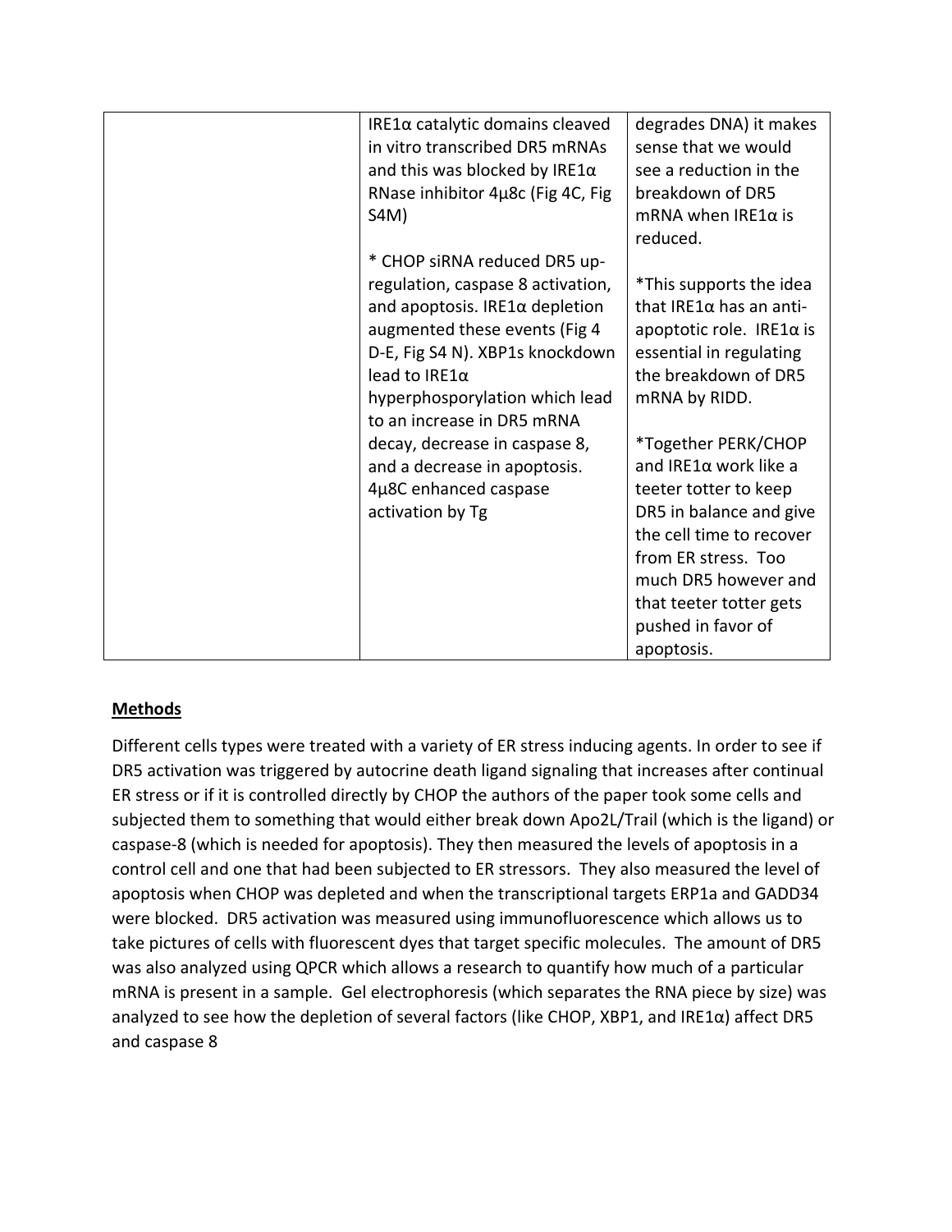| | | |
|---|---|---|
| | IRE1α catalytic domains cleaved in vitro transcribed DR5 mRNAs and this was blocked by IRE1α RNase inhibitor 4μ8c (Fig 4C, Fig S4M)<br><br>* CHOP siRNA reduced DR5 up-regulation, caspase 8 activation, and apoptosis. IRE1α depletion augmented these events (Fig 4 D-E, Fig S4 N). XBP1s knockdown lead to IRE1α hyperphosporylation which lead to an increase in DR5 mRNA decay, decrease in caspase 8, and a decrease in apoptosis. 4μ8C enhanced caspase activation by Tg | degrades DNA) it makes sense that we would see a reduction in the breakdown of DR5 mRNA when IRE1α is reduced.<br><br>*This supports the idea that IRE1α has an anti-apoptotic role. IRE1α is essential in regulating the breakdown of DR5 mRNA by RIDD.<br><br>*Together PERK/CHOP and IRE1α work like a teeter totter to keep DR5 in balance and give the cell time to recover from ER stress. Too much DR5 however and that teeter totter gets pushed in favor of apoptosis. |

## Methods

Different cells types were treated with a variety of ER stress inducing agents. In order to see if DR5 activation was triggered by autocrine death ligand signaling that increases after continual ER stress or if it is controlled directly by CHOP the authors of the paper took some cells and subjected them to something that would either break down Apo2L/Trail (which is the ligand) or caspase-8 (which is needed for apoptosis). They then measured the levels of apoptosis in a control cell and one that had been subjected to ER stressors. They also measured the level of apoptosis when CHOP was depleted and when the transcriptional targets ERP1a and GADD34 were blocked. DR5 activation was measured using immunofluorescence which allows us to take pictures of cells with fluorescent dyes that target specific molecules. The amount of DR5 was also analyzed using QPCR which allows a research to quantify how much of a particular mRNA is present in a sample. Gel electrophoresis (which separates the RNA piece by size) was analyzed to see how the depletion of several factors (like CHOP, XBP1, and IRE1α) affect DR5 and caspase 8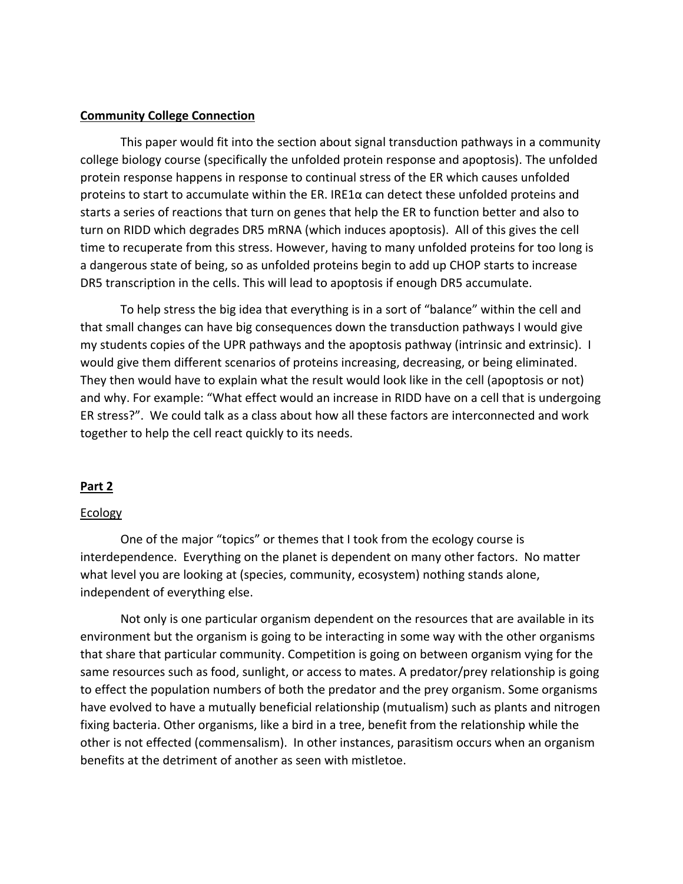**Community College Connection**

This paper would fit into the section about signal transduction pathways in a community college biology course (specifically the unfolded protein response and apoptosis). The unfolded protein response happens in response to continual stress of the ER which causes unfolded proteins to start to accumulate within the ER. IRE1α can detect these unfolded proteins and starts a series of reactions that turn on genes that help the ER to function better and also to turn on RIDD which degrades DR5 mRNA (which induces apoptosis). All of this gives the cell time to recuperate from this stress. However, having to many unfolded proteins for too long is a dangerous state of being, so as unfolded proteins begin to add up CHOP starts to increase DR5 transcription in the cells. This will lead to apoptosis if enough DR5 accumulate.

To help stress the big idea that everything is in a sort of "balance" within the cell and that small changes can have big consequences down the transduction pathways I would give my students copies of the UPR pathways and the apoptosis pathway (intrinsic and extrinsic). I would give them different scenarios of proteins increasing, decreasing, or being eliminated. They then would have to explain what the result would look like in the cell (apoptosis or not) and why. For example: "What effect would an increase in RIDD have on a cell that is undergoing ER stress?". We could talk as a class about how all these factors are interconnected and work together to help the cell react quickly to its needs.

**Part 2**

Ecology

One of the major "topics" or themes that I took from the ecology course is interdependence. Everything on the planet is dependent on many other factors. No matter what level you are looking at (species, community, ecosystem) nothing stands alone, independent of everything else.

Not only is one particular organism dependent on the resources that are available in its environment but the organism is going to be interacting in some way with the other organisms that share that particular community. Competition is going on between organism vying for the same resources such as food, sunlight, or access to mates. A predator/prey relationship is going to effect the population numbers of both the predator and the prey organism. Some organisms have evolved to have a mutually beneficial relationship (mutualism) such as plants and nitrogen fixing bacteria. Other organisms, like a bird in a tree, benefit from the relationship while the other is not effected (commensalism). In other instances, parasitism occurs when an organism benefits at the detriment of another as seen with mistletoe.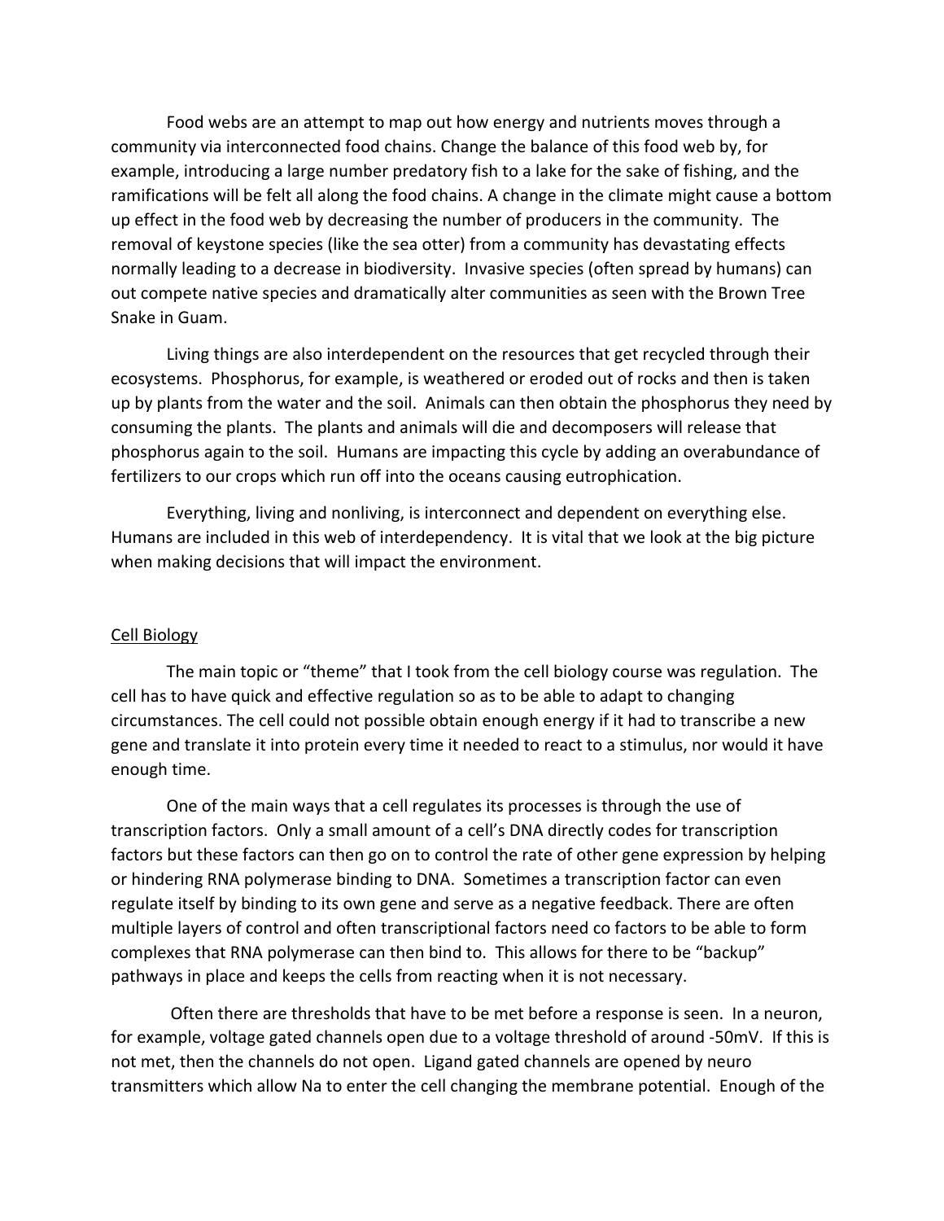Food webs are an attempt to map out how energy and nutrients moves through a community via interconnected food chains. Change the balance of this food web by, for example, introducing a large number predatory fish to a lake for the sake of fishing, and the ramifications will be felt all along the food chains. A change in the climate might cause a bottom up effect in the food web by decreasing the number of producers in the community. The removal of keystone species (like the sea otter) from a community has devastating effects normally leading to a decrease in biodiversity. Invasive species (often spread by humans) can out compete native species and dramatically alter communities as seen with the Brown Tree Snake in Guam.

Living things are also interdependent on the resources that get recycled through their ecosystems. Phosphorus, for example, is weathered or eroded out of rocks and then is taken up by plants from the water and the soil. Animals can then obtain the phosphorus they need by consuming the plants. The plants and animals will die and decomposers will release that phosphorus again to the soil. Humans are impacting this cycle by adding an overabundance of fertilizers to our crops which run off into the oceans causing eutrophication.

Everything, living and nonliving, is interconnect and dependent on everything else. Humans are included in this web of interdependency. It is vital that we look at the big picture when making decisions that will impact the environment.

## Cell Biology

The main topic or "theme" that I took from the cell biology course was regulation. The cell has to have quick and effective regulation so as to be able to adapt to changing circumstances. The cell could not possible obtain enough energy if it had to transcribe a new gene and translate it into protein every time it needed to react to a stimulus, nor would it have enough time.

One of the main ways that a cell regulates its processes is through the use of transcription factors. Only a small amount of a cell's DNA directly codes for transcription factors but these factors can then go on to control the rate of other gene expression by helping or hindering RNA polymerase binding to DNA. Sometimes a transcription factor can even regulate itself by binding to its own gene and serve as a negative feedback. There are often multiple layers of control and often transcriptional factors need co factors to be able to form complexes that RNA polymerase can then bind to. This allows for there to be "backup" pathways in place and keeps the cells from reacting when it is not necessary.

Often there are thresholds that have to be met before a response is seen. In a neuron, for example, voltage gated channels open due to a voltage threshold of around -50mV. If this is not met, then the channels do not open. Ligand gated channels are opened by neuro transmitters which allow Na to enter the cell changing the membrane potential. Enough of the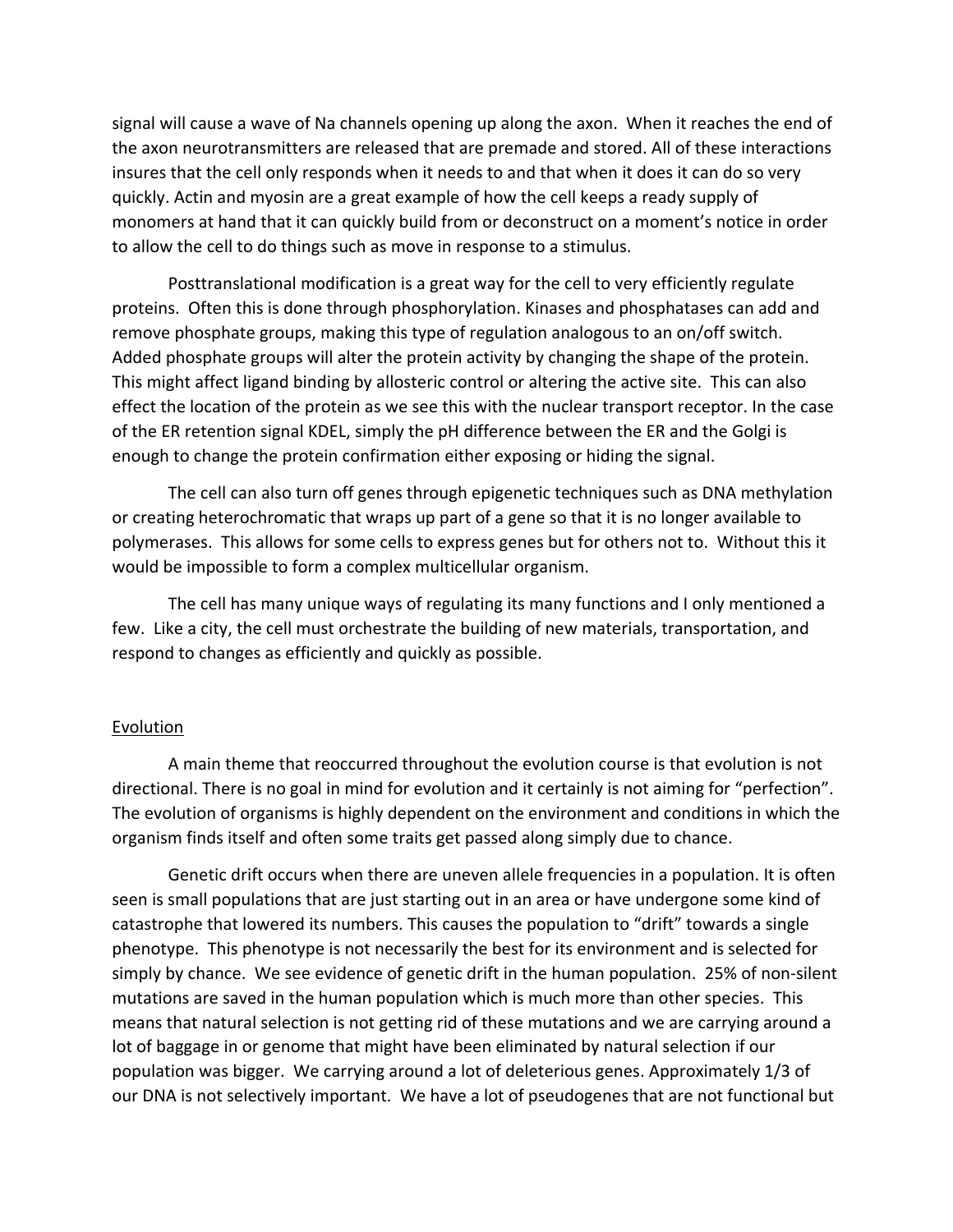signal will cause a wave of Na channels opening up along the axon. When it reaches the end of the axon neurotransmitters are released that are premade and stored. All of these interactions insures that the cell only responds when it needs to and that when it does it can do so very quickly. Actin and myosin are a great example of how the cell keeps a ready supply of monomers at hand that it can quickly build from or deconstruct on a moment's notice in order to allow the cell to do things such as move in response to a stimulus.

Posttranslational modification is a great way for the cell to very efficiently regulate proteins. Often this is done through phosphorylation. Kinases and phosphatases can add and remove phosphate groups, making this type of regulation analogous to an on/off switch. Added phosphate groups will alter the protein activity by changing the shape of the protein. This might affect ligand binding by allosteric control or altering the active site. This can also effect the location of the protein as we see this with the nuclear transport receptor. In the case of the ER retention signal KDEL, simply the pH difference between the ER and the Golgi is enough to change the protein confirmation either exposing or hiding the signal.

The cell can also turn off genes through epigenetic techniques such as DNA methylation or creating heterochromatic that wraps up part of a gene so that it is no longer available to polymerases. This allows for some cells to express genes but for others not to. Without this it would be impossible to form a complex multicellular organism.

The cell has many unique ways of regulating its many functions and I only mentioned a few. Like a city, the cell must orchestrate the building of new materials, transportation, and respond to changes as efficiently and quickly as possible.

## Evolution

A main theme that reoccurred throughout the evolution course is that evolution is not directional. There is no goal in mind for evolution and it certainly is not aiming for "perfection". The evolution of organisms is highly dependent on the environment and conditions in which the organism finds itself and often some traits get passed along simply due to chance.

Genetic drift occurs when there are uneven allele frequencies in a population. It is often seen is small populations that are just starting out in an area or have undergone some kind of catastrophe that lowered its numbers. This causes the population to "drift" towards a single phenotype. This phenotype is not necessarily the best for its environment and is selected for simply by chance. We see evidence of genetic drift in the human population. 25% of non-silent mutations are saved in the human population which is much more than other species. This means that natural selection is not getting rid of these mutations and we are carrying around a lot of baggage in or genome that might have been eliminated by natural selection if our population was bigger. We carrying around a lot of deleterious genes. Approximately 1/3 of our DNA is not selectively important. We have a lot of pseudogenes that are not functional but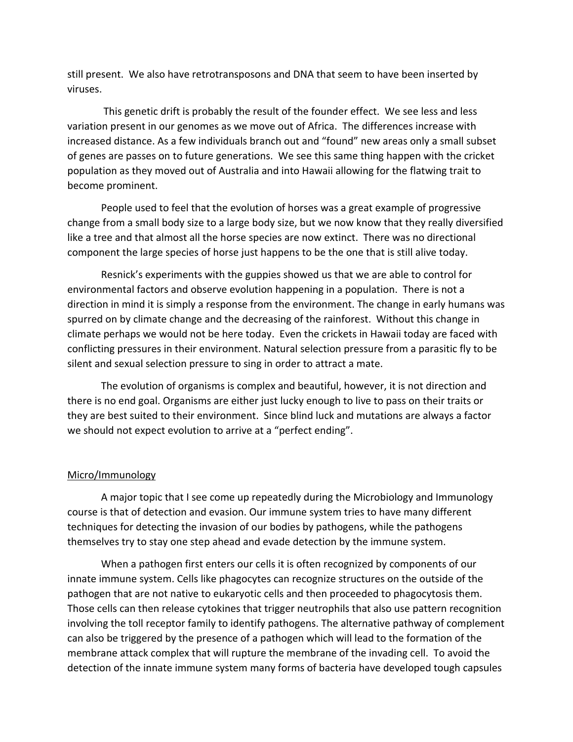still present. We also have retrotransposons and DNA that seem to have been inserted by viruses.

This genetic drift is probably the result of the founder effect. We see less and less variation present in our genomes as we move out of Africa. The differences increase with increased distance. As a few individuals branch out and "found" new areas only a small subset of genes are passes on to future generations. We see this same thing happen with the cricket population as they moved out of Australia and into Hawaii allowing for the flatwing trait to become prominent.

People used to feel that the evolution of horses was a great example of progressive change from a small body size to a large body size, but we now know that they really diversified like a tree and that almost all the horse species are now extinct. There was no directional component the large species of horse just happens to be the one that is still alive today.

Resnick's experiments with the guppies showed us that we are able to control for environmental factors and observe evolution happening in a population. There is not a direction in mind it is simply a response from the environment. The change in early humans was spurred on by climate change and the decreasing of the rainforest. Without this change in climate perhaps we would not be here today. Even the crickets in Hawaii today are faced with conflicting pressures in their environment. Natural selection pressure from a parasitic fly to be silent and sexual selection pressure to sing in order to attract a mate.

The evolution of organisms is complex and beautiful, however, it is not direction and there is no end goal. Organisms are either just lucky enough to live to pass on their traits or they are best suited to their environment. Since blind luck and mutations are always a factor we should not expect evolution to arrive at a "perfect ending".

## Micro/Immunology

A major topic that I see come up repeatedly during the Microbiology and Immunology course is that of detection and evasion. Our immune system tries to have many different techniques for detecting the invasion of our bodies by pathogens, while the pathogens themselves try to stay one step ahead and evade detection by the immune system.

When a pathogen first enters our cells it is often recognized by components of our innate immune system. Cells like phagocytes can recognize structures on the outside of the pathogen that are not native to eukaryotic cells and then proceeded to phagocytosis them. Those cells can then release cytokines that trigger neutrophils that also use pattern recognition involving the toll receptor family to identify pathogens. The alternative pathway of complement can also be triggered by the presence of a pathogen which will lead to the formation of the membrane attack complex that will rupture the membrane of the invading cell. To avoid the detection of the innate immune system many forms of bacteria have developed tough capsules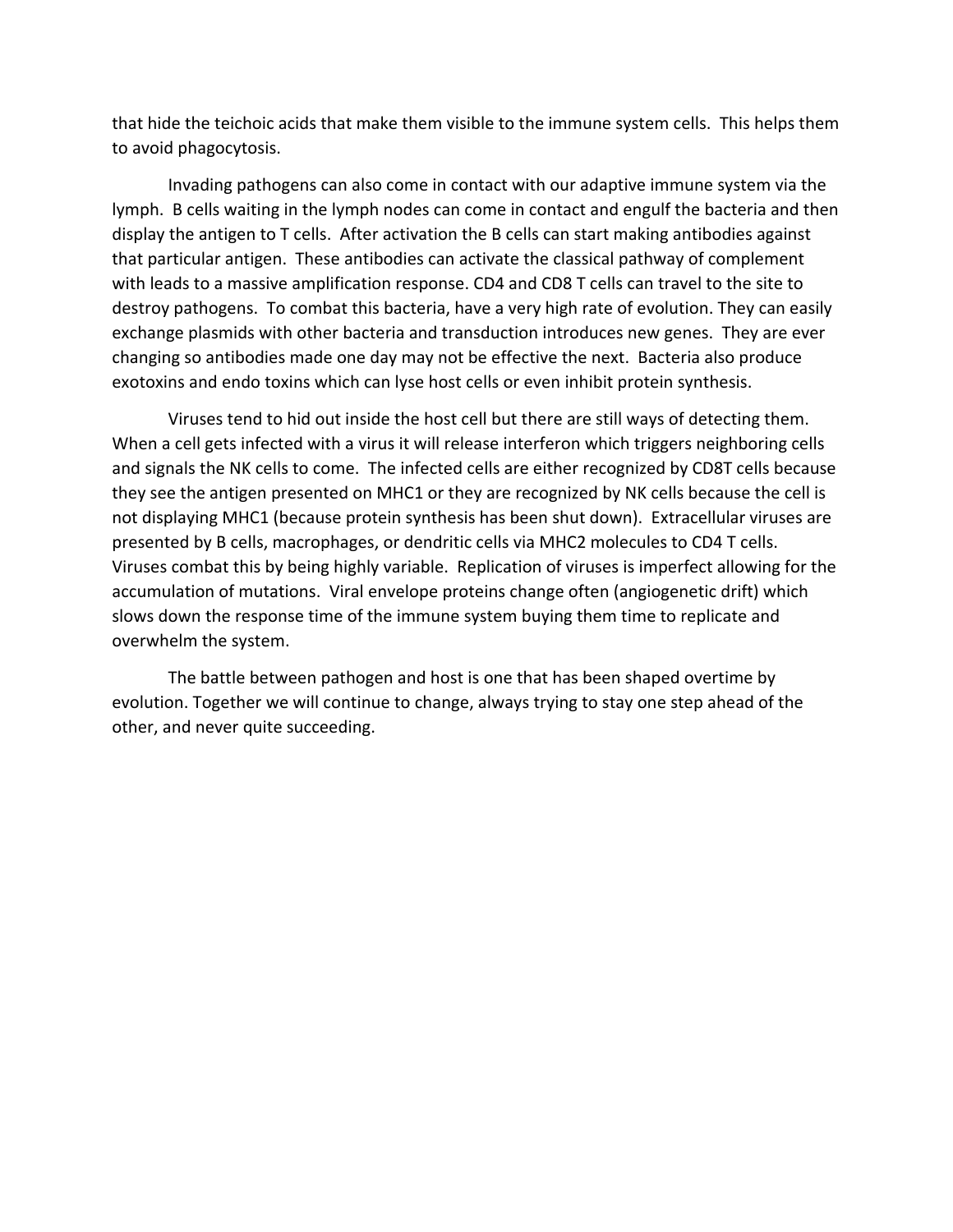that hide the teichoic acids that make them visible to the immune system cells. This helps them to avoid phagocytosis.

Invading pathogens can also come in contact with our adaptive immune system via the lymph. B cells waiting in the lymph nodes can come in contact and engulf the bacteria and then display the antigen to T cells. After activation the B cells can start making antibodies against that particular antigen. These antibodies can activate the classical pathway of complement with leads to a massive amplification response. CD4 and CD8 T cells can travel to the site to destroy pathogens. To combat this bacteria, have a very high rate of evolution. They can easily exchange plasmids with other bacteria and transduction introduces new genes. They are ever changing so antibodies made one day may not be effective the next. Bacteria also produce exotoxins and endo toxins which can lyse host cells or even inhibit protein synthesis.

Viruses tend to hid out inside the host cell but there are still ways of detecting them. When a cell gets infected with a virus it will release interferon which triggers neighboring cells and signals the NK cells to come. The infected cells are either recognized by CD8T cells because they see the antigen presented on MHC1 or they are recognized by NK cells because the cell is not displaying MHC1 (because protein synthesis has been shut down). Extracellular viruses are presented by B cells, macrophages, or dendritic cells via MHC2 molecules to CD4 T cells. Viruses combat this by being highly variable. Replication of viruses is imperfect allowing for the accumulation of mutations. Viral envelope proteins change often (angiogenetic drift) which slows down the response time of the immune system buying them time to replicate and overwhelm the system.

The battle between pathogen and host is one that has been shaped overtime by evolution. Together we will continue to change, always trying to stay one step ahead of the other, and never quite succeeding.